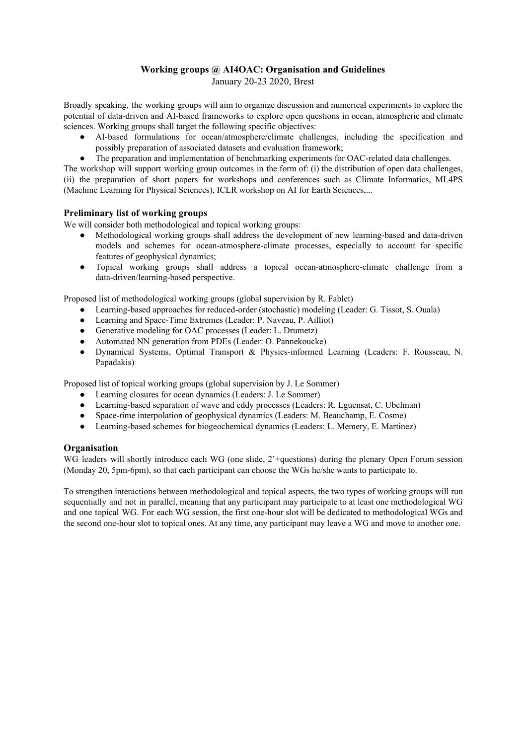**Working groups @ AI4OAC: Organisation and Guidelines**

January 20-23 2020, Brest

Broadly speaking, the working groups will aim to organize discussion and numerical experiments to explore the potential of data-driven and AI-based frameworks to explore open questions in ocean, atmospheric and climate sciences. Working groups shall target the following specific objectives:

- AI-based formulations for ocean/atmosphere/climate challenges, including the specification and possibly preparation of associated datasets and evaluation framework;
- The preparation and implementation of benchmarking experiments for OAC-related data challenges.

The workshop will support working group outcomes in the form of: (i) the distribution of open data challenges, (ii) the preparation of short papers for workshops and conferences such as Climate Informatics, ML4PS (Machine Learning for Physical Sciences), ICLR workshop on AI for Earth Sciences,...

## Preliminary list of working groups

We will consider both methodological and topical working groups:

- Methodological working groups shall address the development of new learning-based and data-driven models and schemes for ocean-atmosphere-climate processes, especially to account for specific features of geophysical dynamics;
- Topical working groups shall address a topical ocean-atmosphere-climate challenge from a data-driven/learning-based perspective.

Proposed list of methodological working groups (global supervision by R. Fablet)

- Learning-based approaches for reduced-order (stochastic) modeling (Leader: G. Tissot, S. Ouala)
- Learning and Space-Time Extremes (Leader: P. Naveau, P. Ailliot)
- Generative modeling for OAC processes (Leader: L. Drumetz)
- Automated NN generation from PDEs (Leader: O. Pannekoucke)
- Dynamical Systems, Optimal Transport & Physics-informed Learning (Leaders: F. Rousseau, N. Papadakis)

Proposed list of topical working groups (global supervision by J. Le Sommer)

- Learning closures for ocean dynamics (Leaders: J. Le Sommer)
- Learning-based separation of wave and eddy processes (Leaders: R. Lguensat, C. Ubelman)
- Space-time interpolation of geophysical dynamics (Leaders: M. Beauchamp, E. Cosme)
- Learning-based schemes for biogeochemical dynamics (Leaders: L. Memery, E. Martinez)

## Organisation

WG leaders will shortly introduce each WG (one slide, 2'+questions) during the plenary Open Forum session (Monday 20, 5pm-6pm), so that each participant can choose the WGs he/she wants to participate to.

To strengthen interactions between methodological and topical aspects, the two types of working groups will run sequentially and not in parallel, meaning that any participant may participate to at least one methodological WG and one topical WG. For each WG session, the first one-hour slot will be dedicated to methodological WGs and the second one-hour slot to topical ones. At any time, any participant may leave a WG and move to another one.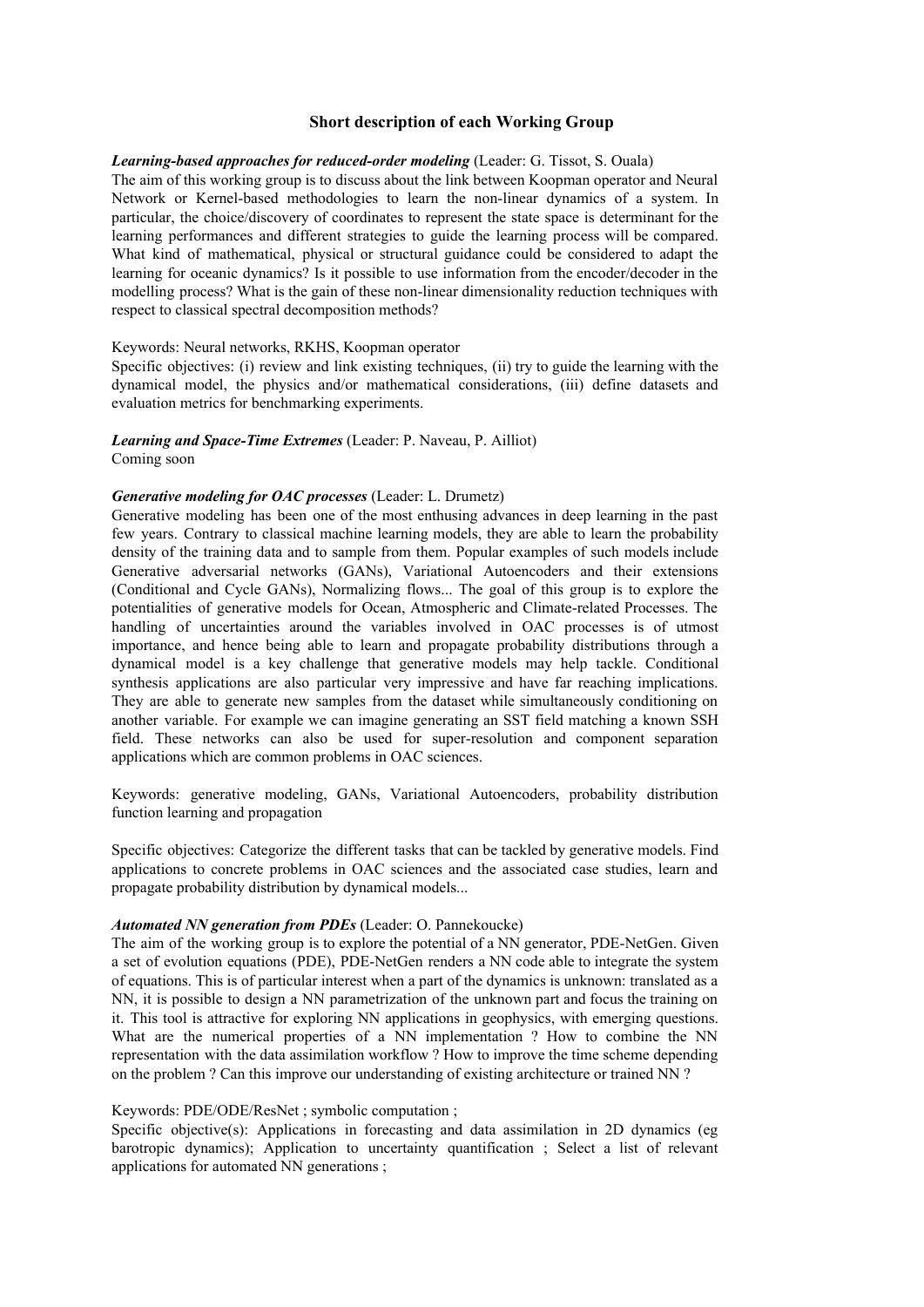## Short description of each Working Group

***Learning-based approaches for reduced-order modeling*** (Leader: G. Tissot, S. Ouala)
The aim of this working group is to discuss about the link between Koopman operator and Neural Network or Kernel-based methodologies to learn the non-linear dynamics of a system. In particular, the choice/discovery of coordinates to represent the state space is determinant for the learning performances and different strategies to guide the learning process will be compared. What kind of mathematical, physical or structural guidance could be considered to adapt the learning for oceanic dynamics? Is it possible to use information from the encoder/decoder in the modelling process? What is the gain of these non-linear dimensionality reduction techniques with respect to classical spectral decomposition methods?

Keywords: Neural networks, RKHS, Koopman operator
Specific objectives: (i) review and link existing techniques, (ii) try to guide the learning with the dynamical model, the physics and/or mathematical considerations, (iii) define datasets and evaluation metrics for benchmarking experiments.

***Learning and Space-Time Extremes*** (Leader: P. Naveau, P. Ailliot)
Coming soon

***Generative modeling for OAC processes*** (Leader: L. Drumetz)
Generative modeling has been one of the most enthusing advances in deep learning in the past few years. Contrary to classical machine learning models, they are able to learn the probability density of the training data and to sample from them. Popular examples of such models include Generative adversarial networks (GANs), Variational Autoencoders and their extensions (Conditional and Cycle GANs), Normalizing flows... The goal of this group is to explore the potentialities of generative models for Ocean, Atmospheric and Climate-related Processes. The handling of uncertainties around the variables involved in OAC processes is of utmost importance, and hence being able to learn and propagate probability distributions through a dynamical model is a key challenge that generative models may help tackle. Conditional synthesis applications are also particular very impressive and have far reaching implications. They are able to generate new samples from the dataset while simultaneously conditioning on another variable. For example we can imagine generating an SST field matching a known SSH field. These networks can also be used for super-resolution and component separation applications which are common problems in OAC sciences.

Keywords: generative modeling, GANs, Variational Autoencoders, probability distribution function learning and propagation

Specific objectives: Categorize the different tasks that can be tackled by generative models. Find applications to concrete problems in OAC sciences and the associated case studies, learn and propagate probability distribution by dynamical models...

***Automated NN generation from PDEs*** (Leader: O. Pannekoucke)
The aim of the working group is to explore the potential of a NN generator, PDE-NetGen. Given a set of evolution equations (PDE), PDE-NetGen renders a NN code able to integrate the system of equations. This is of particular interest when a part of the dynamics is unknown: translated as a NN, it is possible to design a NN parametrization of the unknown part and focus the training on it. This tool is attractive for exploring NN applications in geophysics, with emerging questions. What are the numerical properties of a NN implementation ? How to combine the NN representation with the data assimilation workflow ? How to improve the time scheme depending on the problem ? Can this improve our understanding of existing architecture or trained NN ?

Keywords: PDE/ODE/ResNet ; symbolic computation ;
Specific objective(s): Applications in forecasting and data assimilation in 2D dynamics (eg barotropic dynamics); Application to uncertainty quantification ; Select a list of relevant applications for automated NN generations ;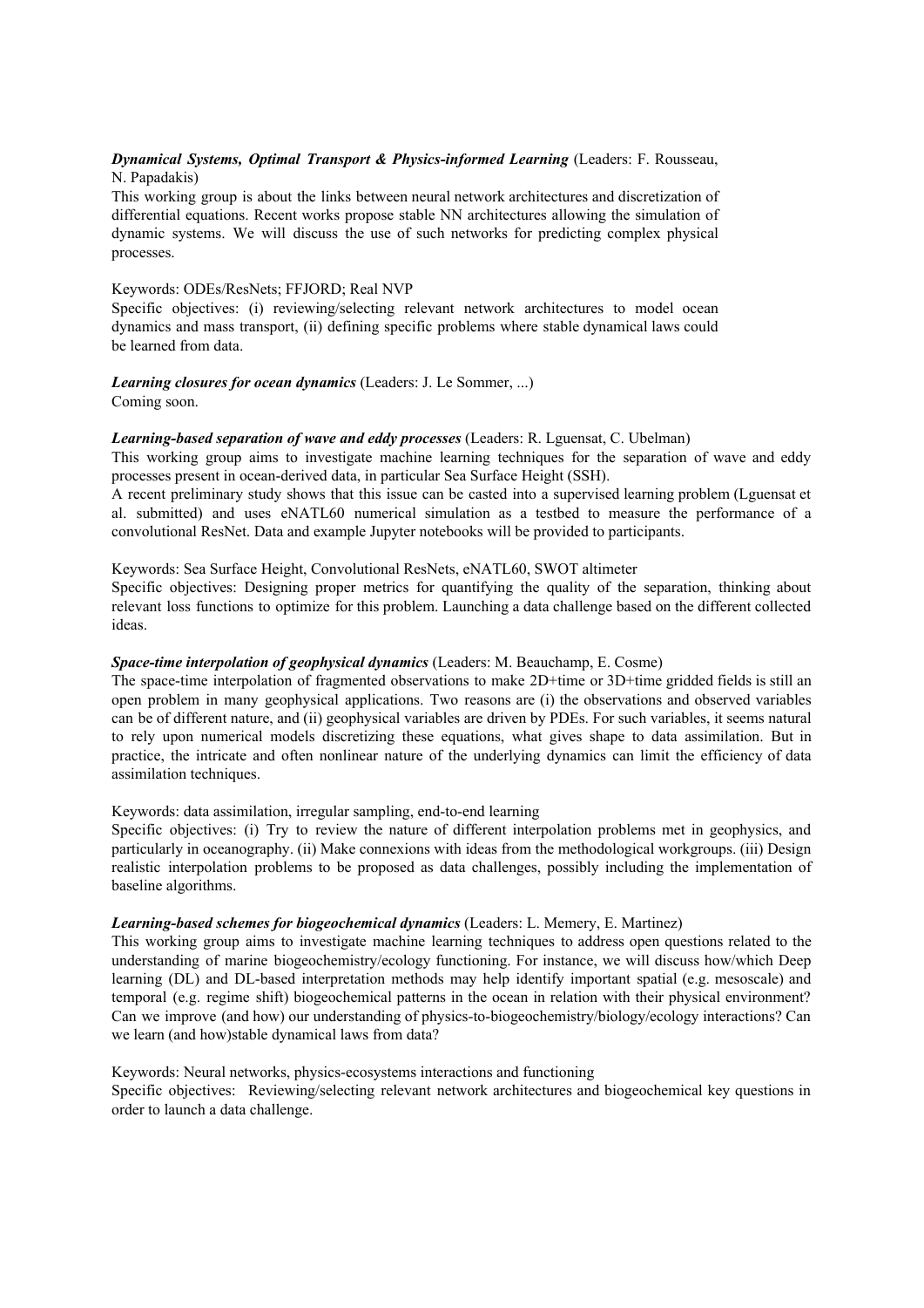***Dynamical Systems, Optimal Transport & Physics-informed Learning*** (Leaders: F. Rousseau, N. Papadakis)

This working group is about the links between neural network architectures and discretization of differential equations. Recent works propose stable NN architectures allowing the simulation of dynamic systems. We will discuss the use of such networks for predicting complex physical processes.

Keywords: ODEs/ResNets; FFJORD; Real NVP

Specific objectives: (i) reviewing/selecting relevant network architectures to model ocean dynamics and mass transport, (ii) defining specific problems where stable dynamical laws could be learned from data.

***Learning closures for ocean dynamics*** (Leaders: J. Le Sommer, ...)

Coming soon.

***Learning-based separation of wave and eddy processes*** (Leaders: R. Lguensat, C. Ubelman)

This working group aims to investigate machine learning techniques for the separation of wave and eddy processes present in ocean-derived data, in particular Sea Surface Height (SSH).

A recent preliminary study shows that this issue can be casted into a supervised learning problem (Lguensat et al. submitted) and uses eNATL60 numerical simulation as a testbed to measure the performance of a convolutional ResNet. Data and example Jupyter notebooks will be provided to participants.

Keywords: Sea Surface Height, Convolutional ResNets, eNATL60, SWOT altimeter

Specific objectives: Designing proper metrics for quantifying the quality of the separation, thinking about relevant loss functions to optimize for this problem. Launching a data challenge based on the different collected ideas.

***Space-time interpolation of geophysical dynamics*** (Leaders: M. Beauchamp, E. Cosme)

The space-time interpolation of fragmented observations to make 2D+time or 3D+time gridded fields is still an open problem in many geophysical applications. Two reasons are (i) the observations and observed variables can be of different nature, and (ii) geophysical variables are driven by PDEs. For such variables, it seems natural to rely upon numerical models discretizing these equations, what gives shape to data assimilation. But in practice, the intricate and often nonlinear nature of the underlying dynamics can limit the efficiency of data assimilation techniques.

Keywords: data assimilation, irregular sampling, end-to-end learning

Specific objectives: (i) Try to review the nature of different interpolation problems met in geophysics, and particularly in oceanography. (ii) Make connexions with ideas from the methodological workgroups. (iii) Design realistic interpolation problems to be proposed as data challenges, possibly including the implementation of baseline algorithms.

***Learning-based schemes for biogeochemical dynamics*** (Leaders: L. Memery, E. Martinez)

This working group aims to investigate machine learning techniques to address open questions related to the understanding of marine biogeochemistry/ecology functioning. For instance, we will discuss how/which Deep learning (DL) and DL-based interpretation methods may help identify important spatial (e.g. mesoscale) and temporal (e.g. regime shift) biogeochemical patterns in the ocean in relation with their physical environment? Can we improve (and how) our understanding of physics-to-biogeochemistry/biology/ecology interactions? Can we learn (and how)stable dynamical laws from data?

Keywords: Neural networks, physics-ecosystems interactions and functioning

Specific objectives: Reviewing/selecting relevant network architectures and biogeochemical key questions in order to launch a data challenge.